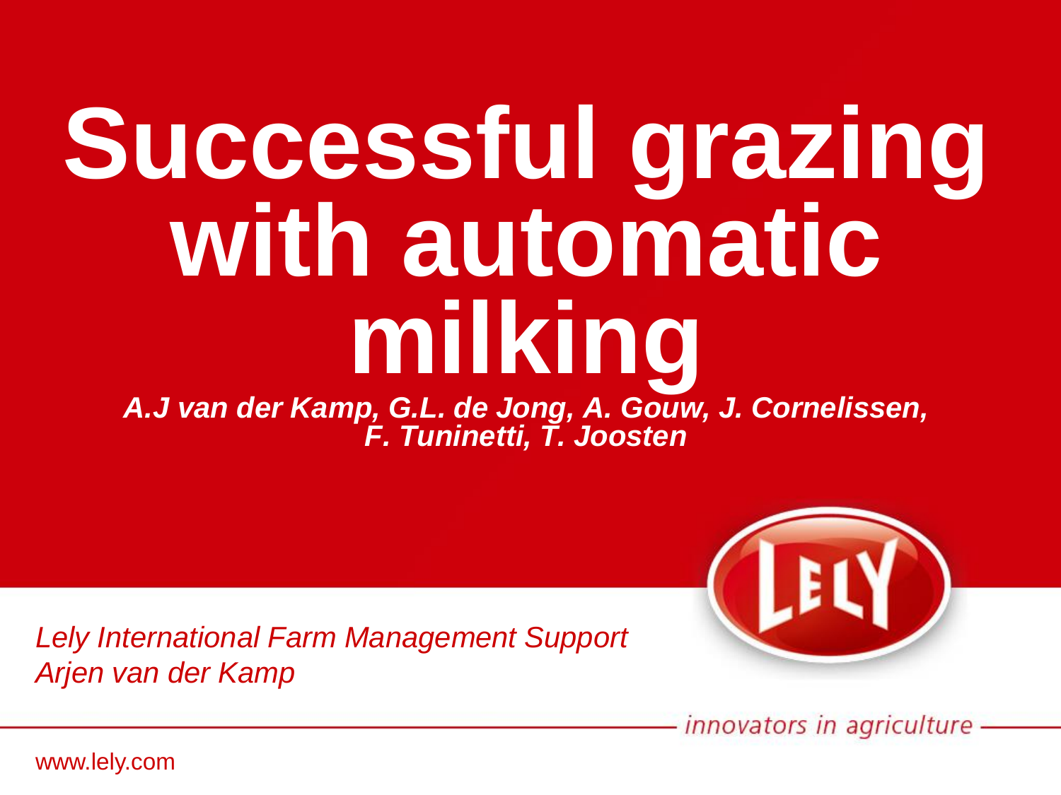# Successful grazing with automatic milking

***A.J van der Kamp, G.L. de Jong, A. Gouw, J. Cornelissen, F. Tuninetti, T. Joosten***

*Lely International Farm Management Support*
*Arjen van der Kamp*

innovators in agriculture

www.lely.com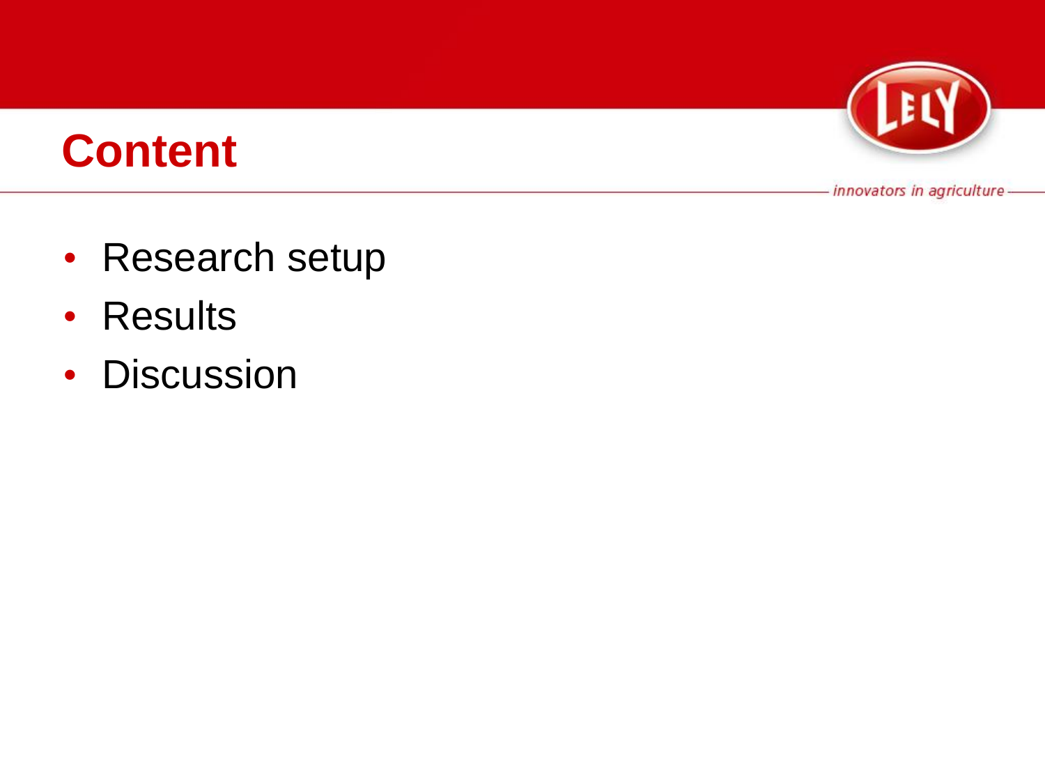# Content

- Research setup
- Results
- Discussion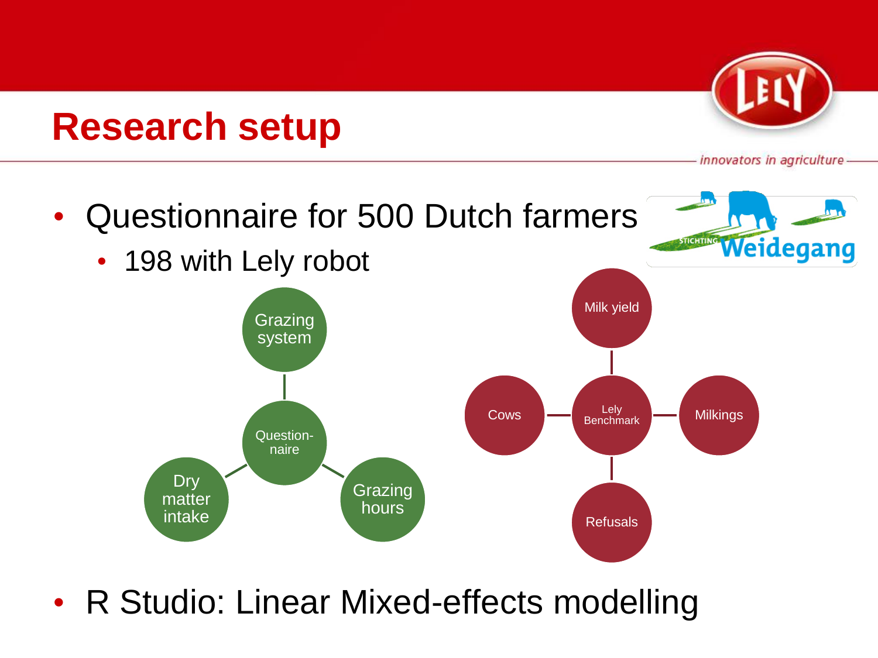# Research setup

- Questionnaire for 500 Dutch farmers
  - 198 with Lely robot

Question-naire
- Grazing system
- Dry matter intake
- Grazing hours

Lely Benchmark
- Milk yield
- Cows
- Milkings
- Refusals

- R Studio: Linear Mixed-effects modelling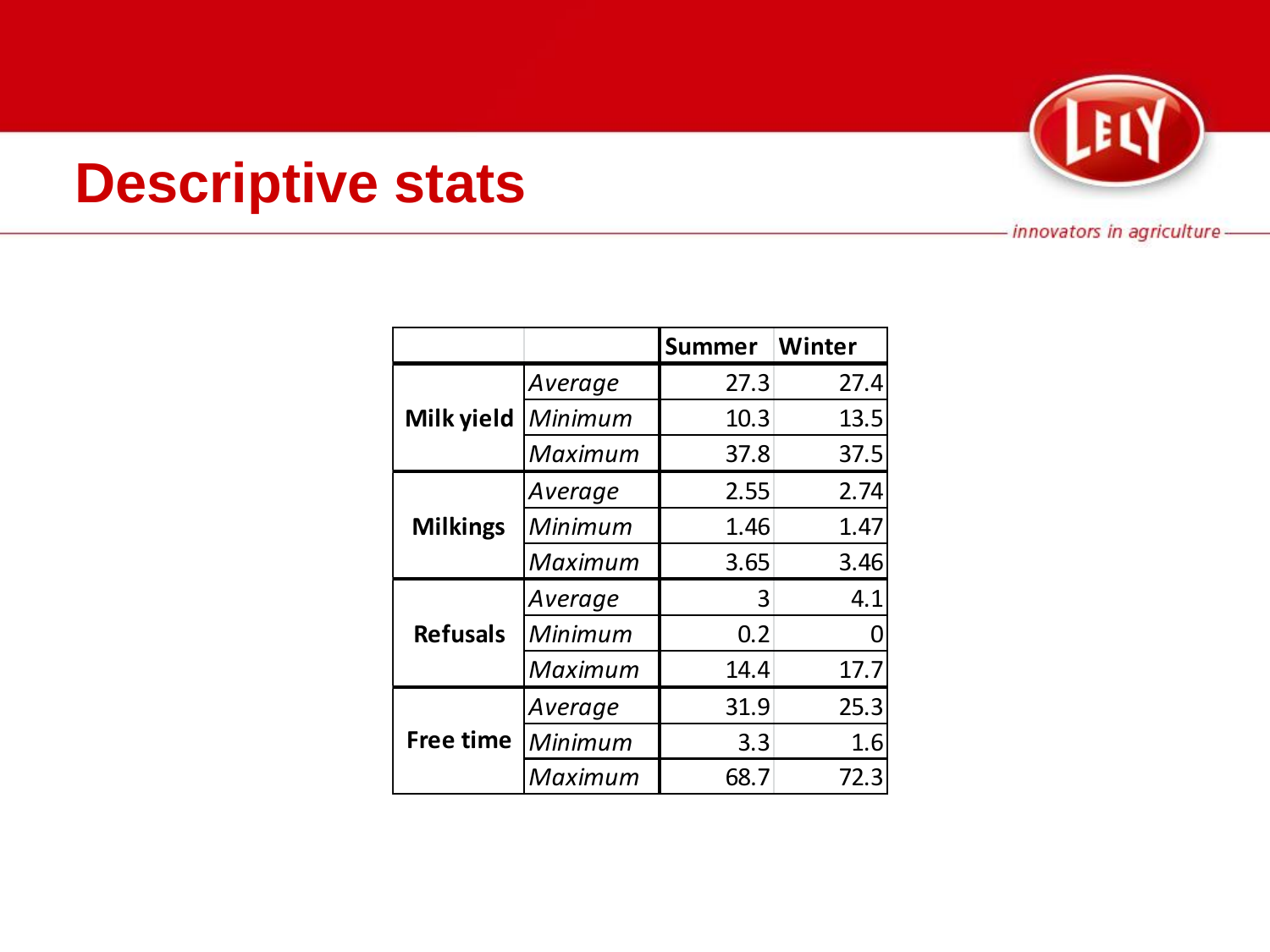# Descriptive stats

| | | Summer | Winter |
|---|---|---|---|
| **Milk yield** | *Average* | 27.3 | 27.4 |
| | *Minimum* | 10.3 | 13.5 |
| | *Maximum* | 37.8 | 37.5 |
| **Milkings** | *Average* | 2.55 | 2.74 |
| | *Minimum* | 1.46 | 1.47 |
| | *Maximum* | 3.65 | 3.46 |
| **Refusals** | *Average* | 3 | 4.1 |
| | *Minimum* | 0.2 | 0 |
| | *Maximum* | 14.4 | 17.7 |
| **Free time** | *Average* | 31.9 | 25.3 |
| | *Minimum* | 3.3 | 1.6 |
| | *Maximum* | 68.7 | 72.3 |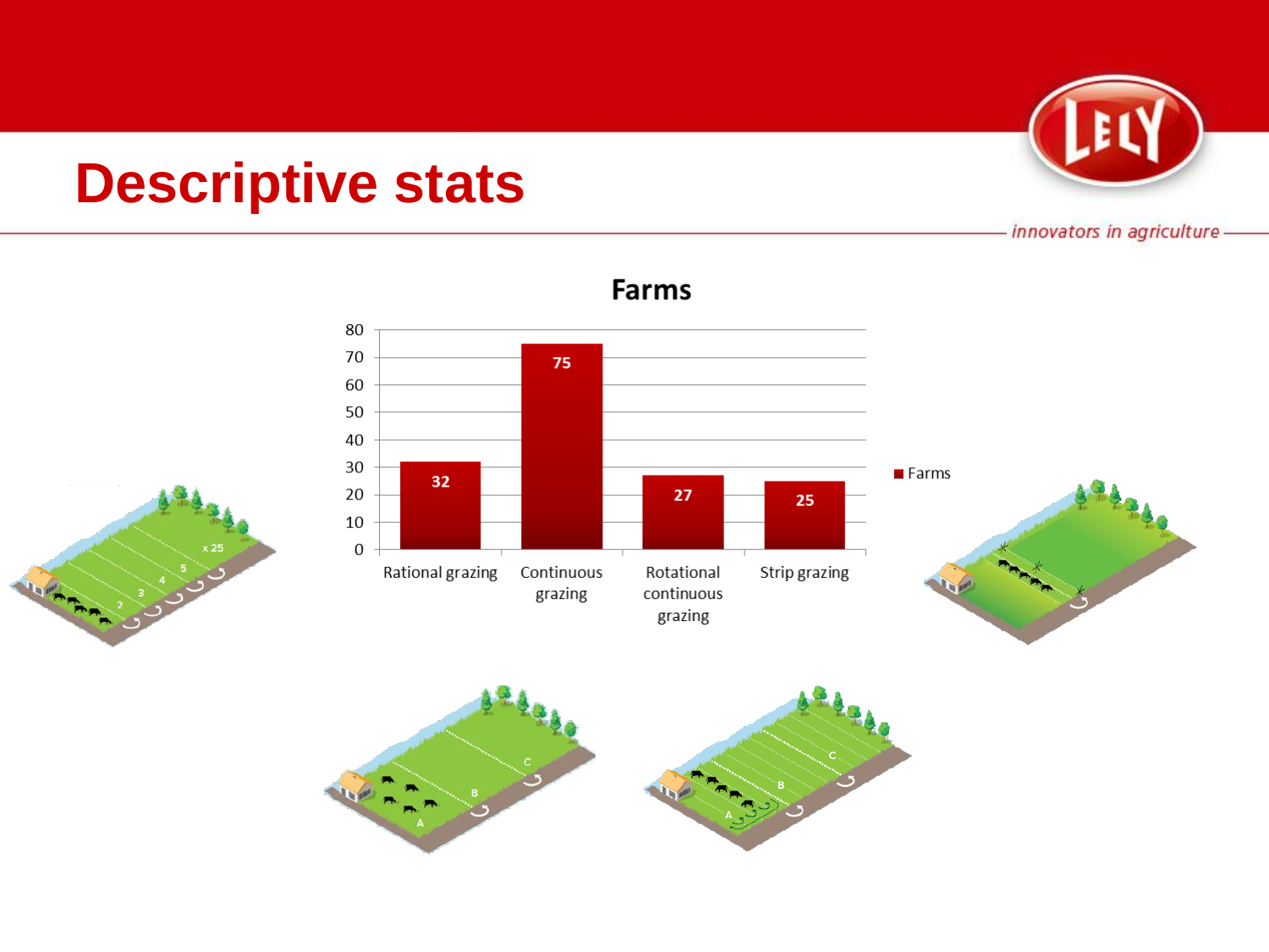# Descriptive stats

**Farms**

| Grazing system | Farms |
|---|---|
| Rational grazing | 32 |
| Continuous grazing | 75 |
| Rotational continuous grazing | 27 |
| Strip grazing | 25 |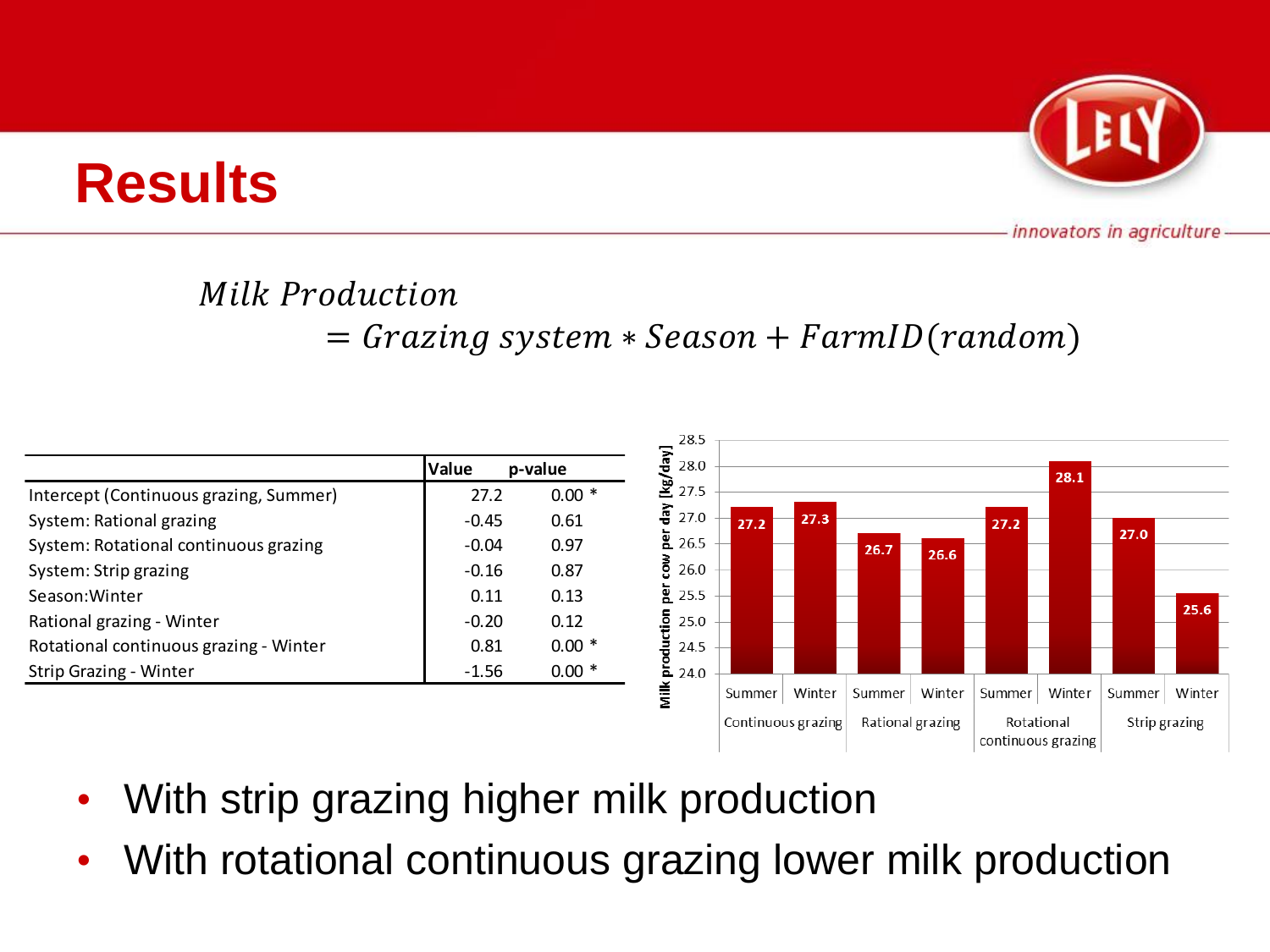# Results

$$Milk\ Production = Grazing\ system * Season + FarmID(random)$$

| | Value | p-value |
|---|---|---|
| Intercept (Continuous grazing, Summer) | 27.2 | 0.00 * |
| System: Rational grazing | -0.45 | 0.61 |
| System: Rotational continuous grazing | -0.04 | 0.97 |
| System: Strip grazing | -0.16 | 0.87 |
| Season:Winter | 0.11 | 0.13 |
| Rational grazing - Winter | -0.20 | 0.12 |
| Rotational continuous grazing - Winter | 0.81 | 0.00 * |
| Strip Grazing - Winter | -1.56 | 0.00 * |

| Milk production per cow per day [kg/day] | Summer | Winter |
|---|---|---|
| Continuous grazing | 27.2 | 27.3 |
| Rational grazing | 26.7 | 26.6 |
| Rotational continuous grazing | 27.2 | 28.1 |
| Strip grazing | 27.0 | 25.6 |

- With strip grazing higher milk production
- With rotational continuous grazing lower milk production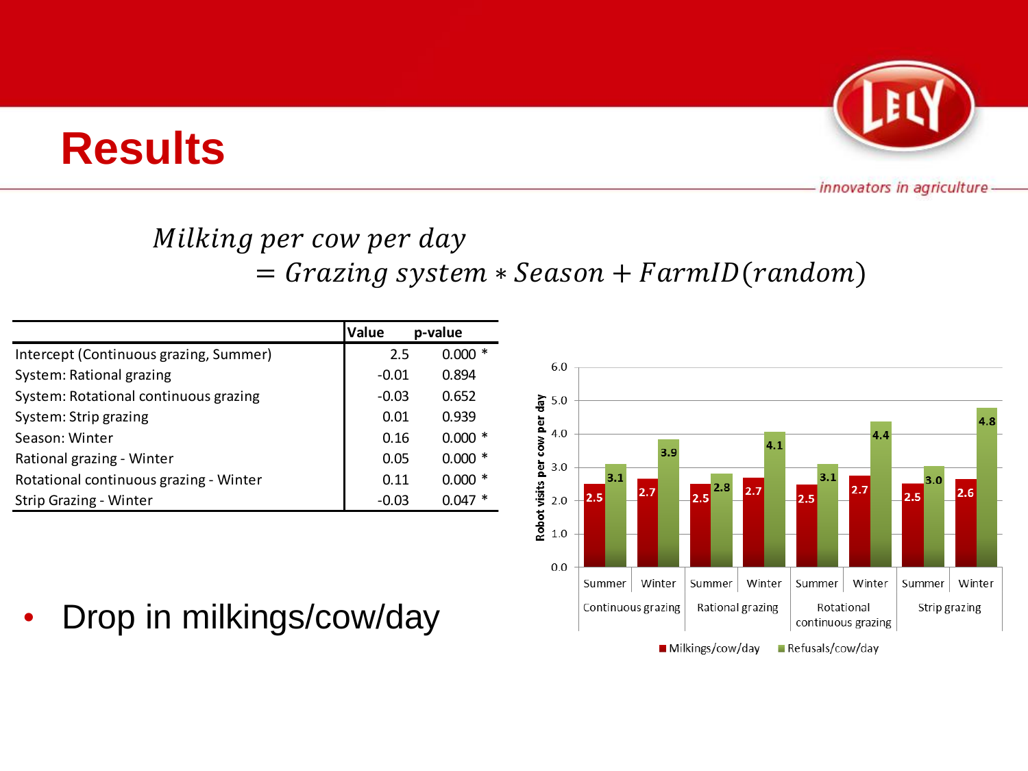# Results

$$
Milking\ per\ cow\ per\ day = Grazing\ system * Season + FarmID(random)
$$

| | Value | p-value |
|---|---|---|
| Intercept (Continuous grazing, Summer) | 2.5 | 0.000 * |
| System: Rational grazing | -0.01 | 0.894 |
| System: Rotational continuous grazing | -0.03 | 0.652 |
| System: Strip grazing | 0.01 | 0.939 |
| Season: Winter | 0.16 | 0.000 * |
| Rational grazing - Winter | 0.05 | 0.000 * |
| Rotational continuous grazing - Winter | 0.11 | 0.000 * |
| Strip Grazing - Winter | -0.03 | 0.047 * |

| Grazing system | Season | Milkings/cow/day | Refusals/cow/day |
|---|---|---|---|
| Continuous grazing | Summer | 2.5 | 3.1 |
| Continuous grazing | Winter | 2.7 | 3.9 |
| Rational grazing | Summer | 2.5 | 2.8 |
| Rational grazing | Winter | 2.7 | 4.1 |
| Rotational continuous grazing | Summer | 2.5 | 3.1 |
| Rotational continuous grazing | Winter | 2.7 | 4.4 |
| Strip grazing | Summer | 2.5 | 3.0 |
| Strip grazing | Winter | 2.6 | 4.8 |

- Drop in milkings/cow/day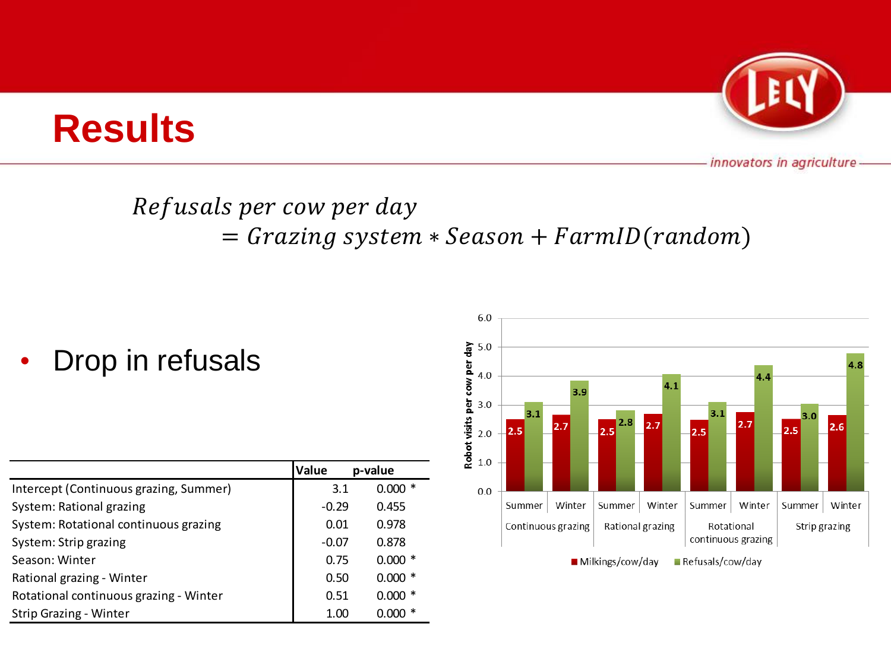# Results

$$Refusals\ per\ cow\ per\ day = Grazing\ system * Season + FarmID(random)$$

- Drop in refusals

| | Value | p-value |
|---|---|---|
| Intercept (Continuous grazing, Summer) | 3.1 | 0.000 * |
| System: Rational grazing | -0.29 | 0.455 |
| System: Rotational continuous grazing | 0.01 | 0.978 |
| System: Strip grazing | -0.07 | 0.878 |
| Season: Winter | 0.75 | 0.000 * |
| Rational grazing - Winter | 0.50 | 0.000 * |
| Rotational continuous grazing - Winter | 0.51 | 0.000 * |
| Strip Grazing - Winter | 1.00 | 0.000 * |

| Grazing system | Season | Milkings/cow/day | Refusals/cow/day |
|---|---|---|---|
| Continuous grazing | Summer | 2.5 | 3.1 |
| Continuous grazing | Winter | 2.7 | 3.9 |
| Rational grazing | Summer | 2.5 | 2.8 |
| Rational grazing | Winter | 2.7 | 4.1 |
| Rotational continuous grazing | Summer | 2.5 | 3.1 |
| Rotational continuous grazing | Winter | 2.7 | 4.4 |
| Strip grazing | Summer | 2.5 | 3.0 |
| Strip grazing | Winter | 2.6 | 4.8 |

Robot visits per cow per day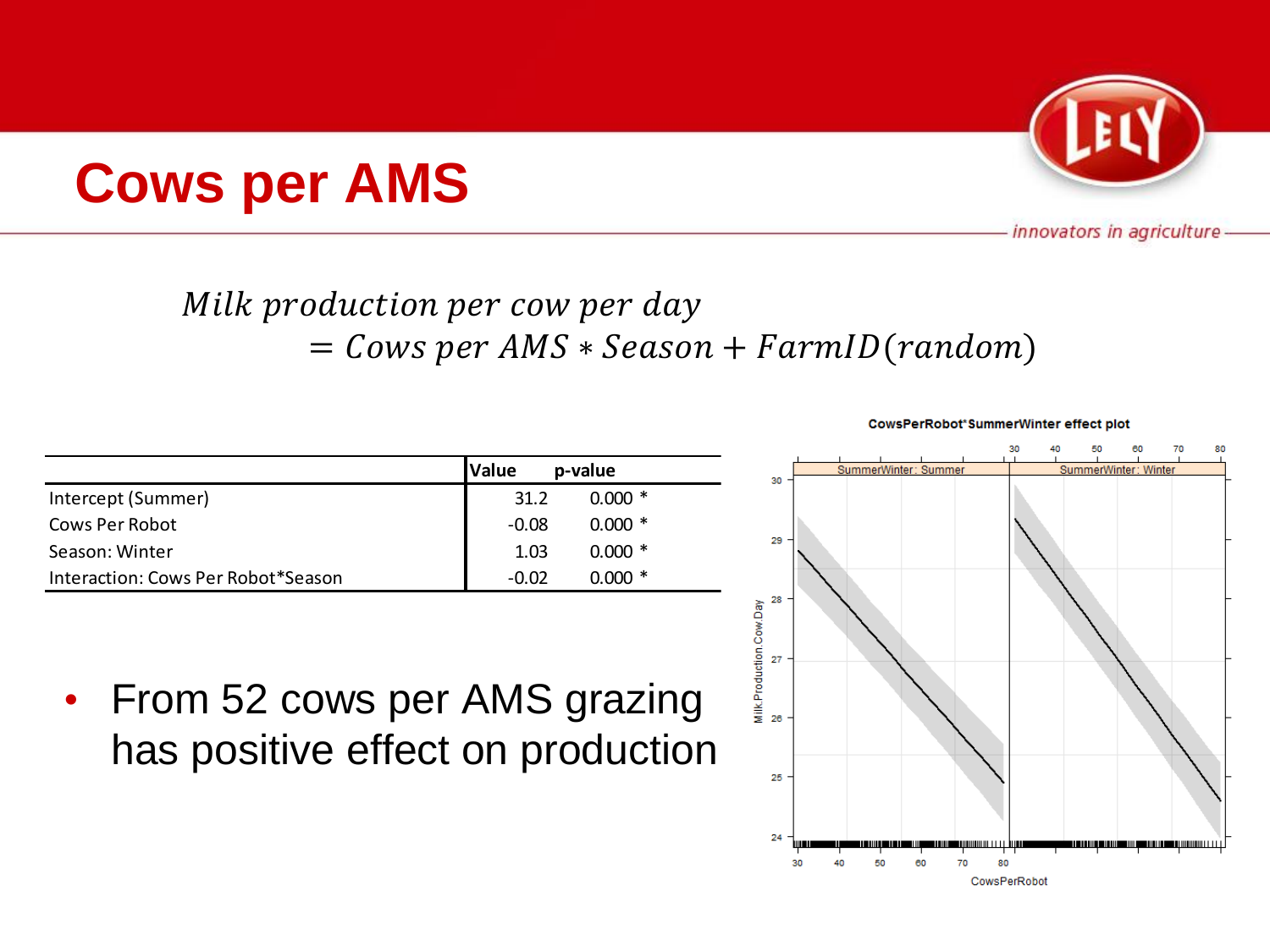# Cows per AMS

$$\textit{Milk production per cow per day} = \textit{Cows per AMS} * \textit{Season} + \textit{FarmID}(\textit{random})$$

| | Value | p-value |
|---|---|---|
| Intercept (Summer) | 31.2 | 0.000 * |
| Cows Per Robot | -0.08 | 0.000 * |
| Season: Winter | 1.03 | 0.000 * |
| Interaction: Cows Per Robot*Season | -0.02 | 0.000 * |

- From 52 cows per AMS grazing has positive effect on production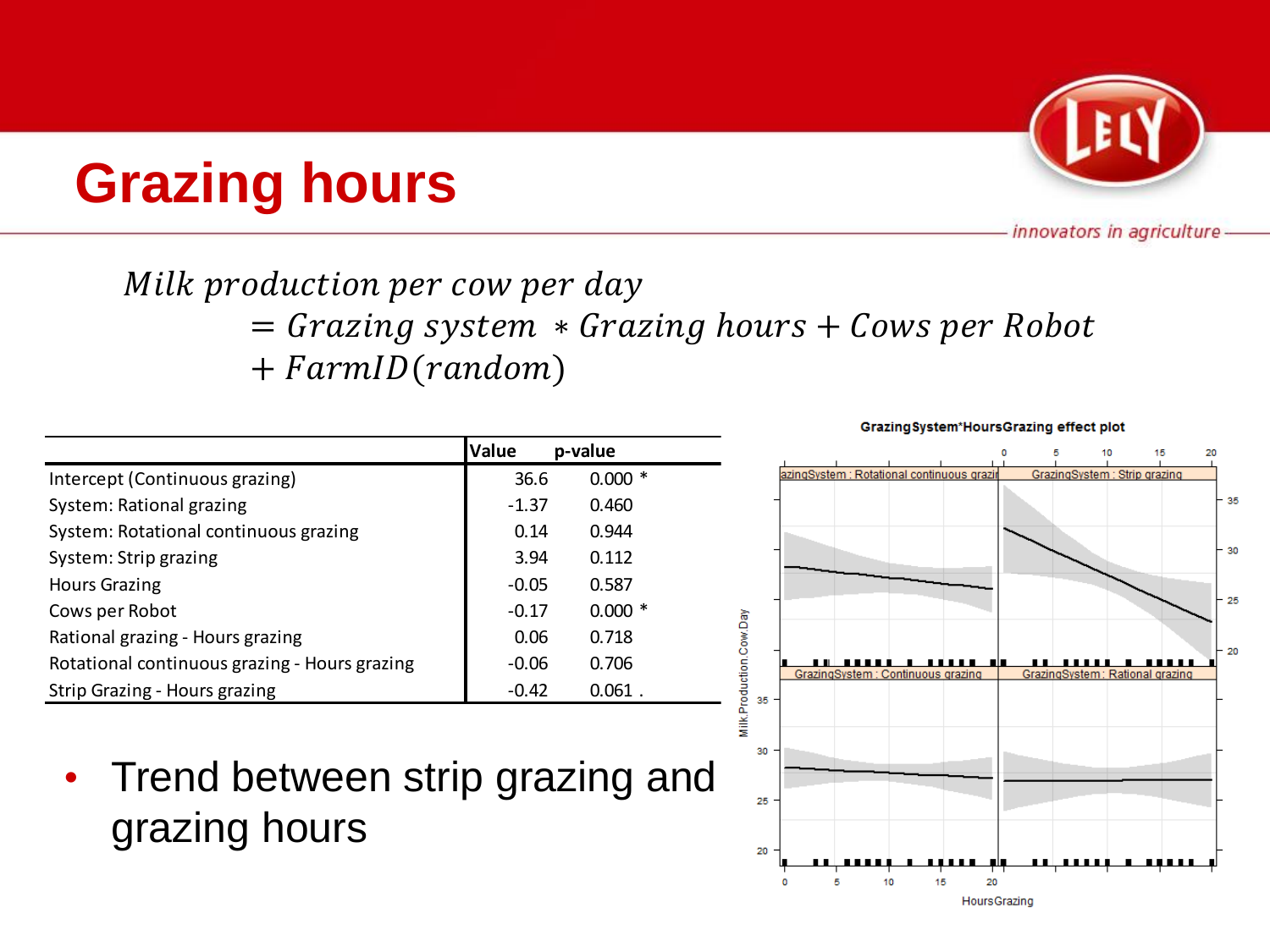# Grazing hours

$$Milk\ production\ per\ cow\ per\ day = Grazing\ system * Grazing\ hours + Cows\ per\ Robot + FarmID(random)$$

| | Value | p-value |
|---|---|---|
| Intercept (Continuous grazing) | 36.6 | 0.000 * |
| System: Rational grazing | -1.37 | 0.460 |
| System: Rotational continuous grazing | 0.14 | 0.944 |
| System: Strip grazing | 3.94 | 0.112 |
| Hours Grazing | -0.05 | 0.587 |
| Cows per Robot | -0.17 | 0.000 * |
| Rational grazing - Hours grazing | 0.06 | 0.718 |
| Rotational continuous grazing - Hours grazing | -0.06 | 0.706 |
| Strip Grazing - Hours grazing | -0.42 | 0.061 . |

- Trend between strip grazing and grazing hours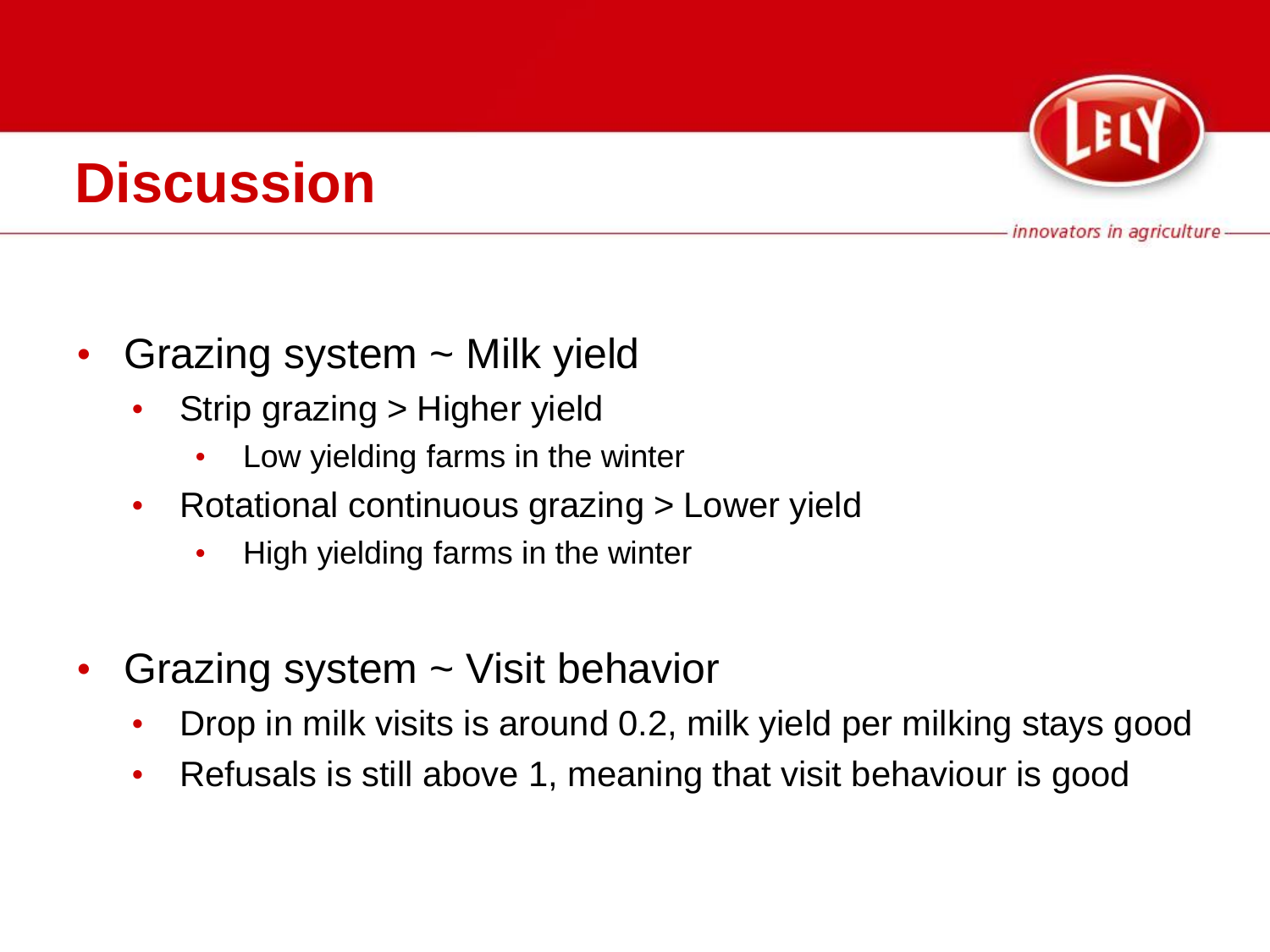# Discussion

- Grazing system ~ Milk yield
  - Strip grazing > Higher yield
    - Low yielding farms in the winter
  - Rotational continuous grazing > Lower yield
    - High yielding farms in the winter

- Grazing system ~ Visit behavior
  - Drop in milk visits is around 0.2, milk yield per milking stays good
  - Refusals is still above 1, meaning that visit behaviour is good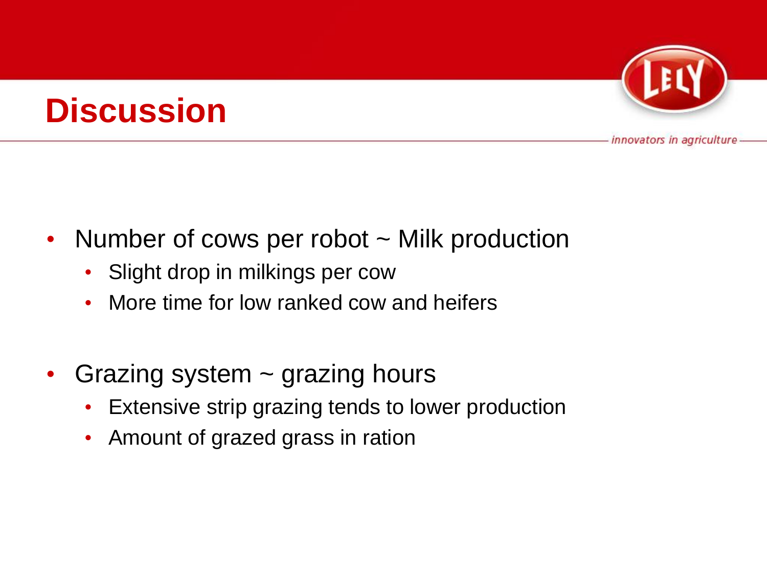# Discussion

- Number of cows per robot ~ Milk production
  - Slight drop in milkings per cow
  - More time for low ranked cow and heifers
- Grazing system ~ grazing hours
  - Extensive strip grazing tends to lower production
  - Amount of grazed grass in ration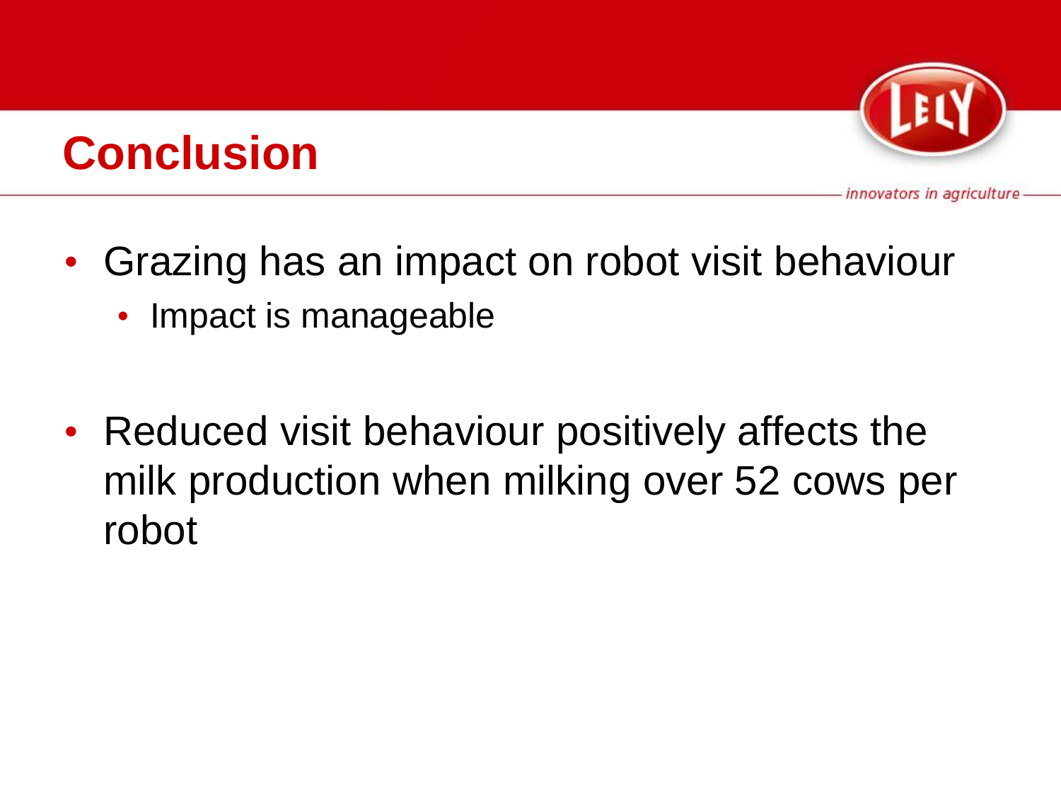# Conclusion

- Grazing has an impact on robot visit behaviour
  - Impact is manageable

- Reduced visit behaviour positively affects the milk production when milking over 52 cows per robot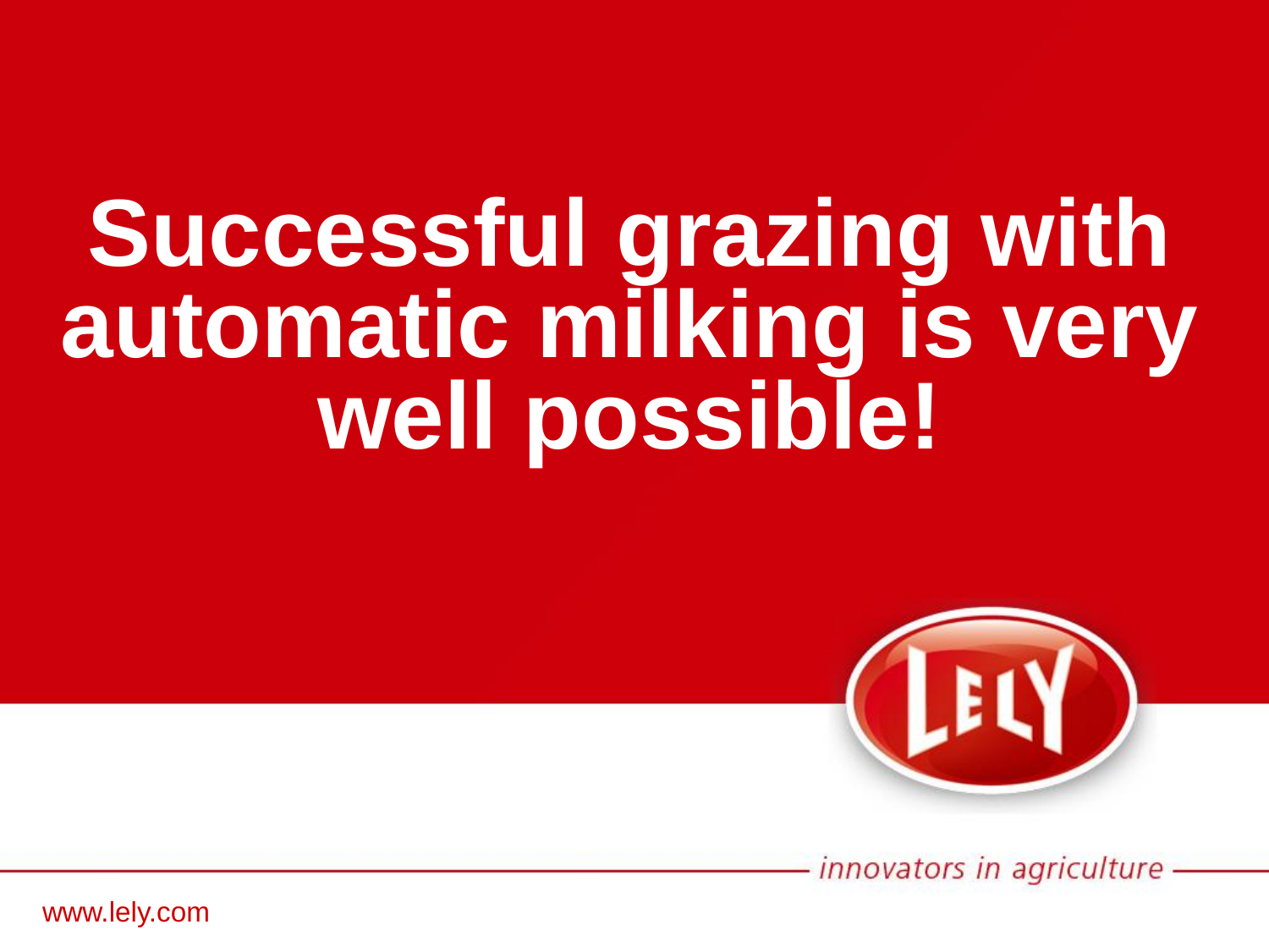# Successful grazing with automatic milking is very well possible!

*innovators in agriculture*

www.lely.com